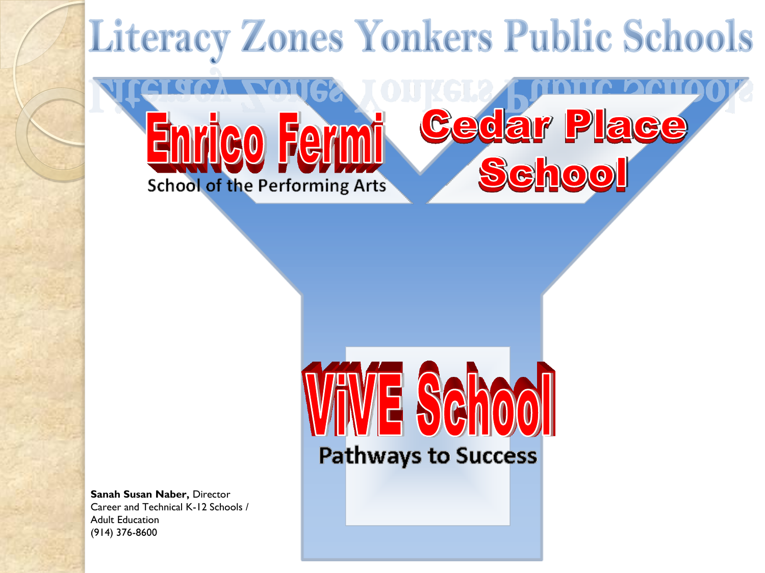# Literacy Zones Yonkers Public Schools

## Enrico Fermi

School of the Performing Arts

## Cedar Place School

## ViVE School

Pathways to Success

**Sanah Susan Naber,** Director
Career and Technical K-12 Schools /
Adult Education
(914) 376-8600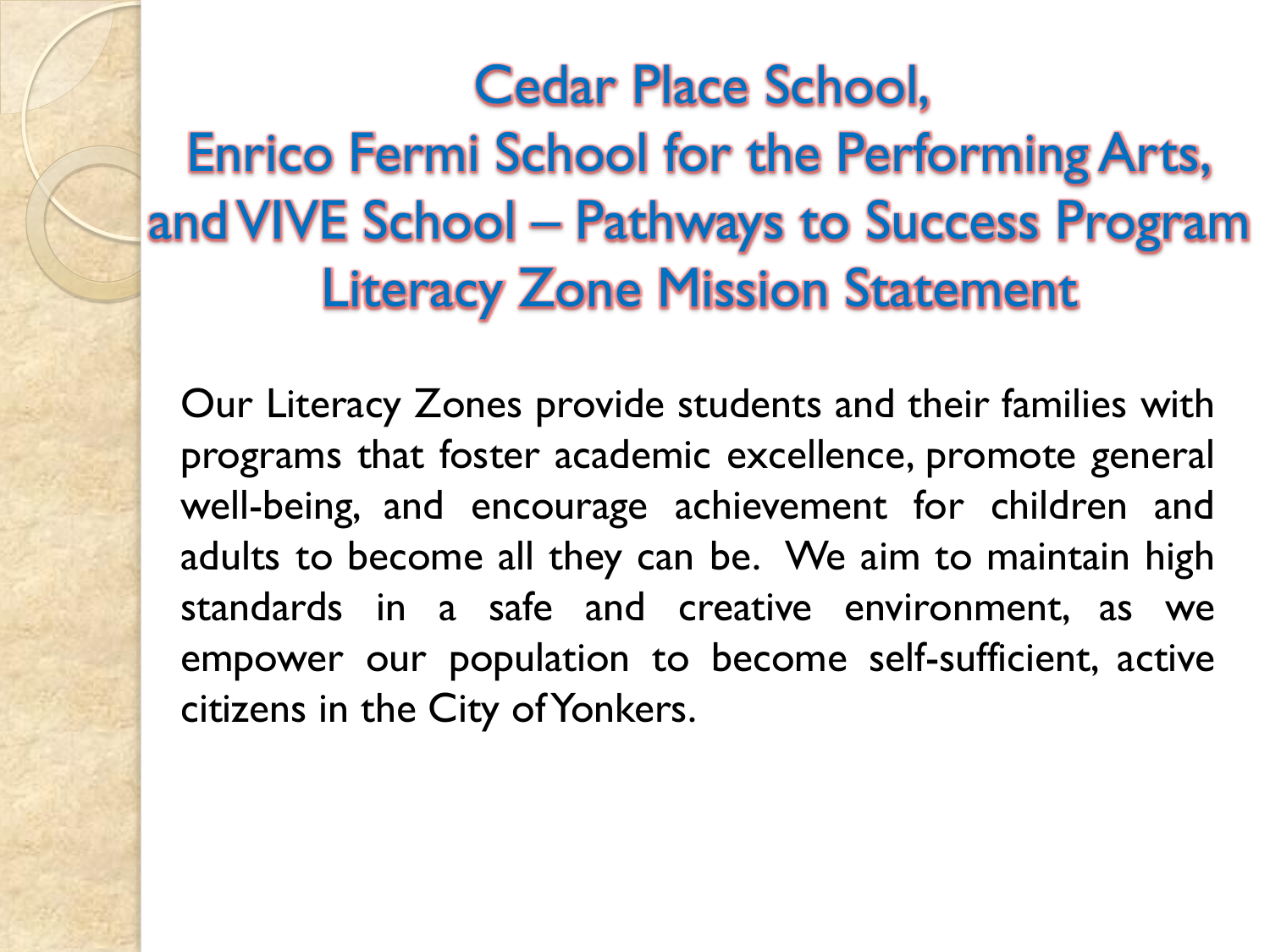# Cedar Place School, Enrico Fermi School for the Performing Arts, and VIVE School – Pathways to Success Program Literacy Zone Mission Statement

Our Literacy Zones provide students and their families with programs that foster academic excellence, promote general well-being, and encourage achievement for children and adults to become all they can be. We aim to maintain high standards in a safe and creative environment, as we empower our population to become self-sufficient, active citizens in the City of Yonkers.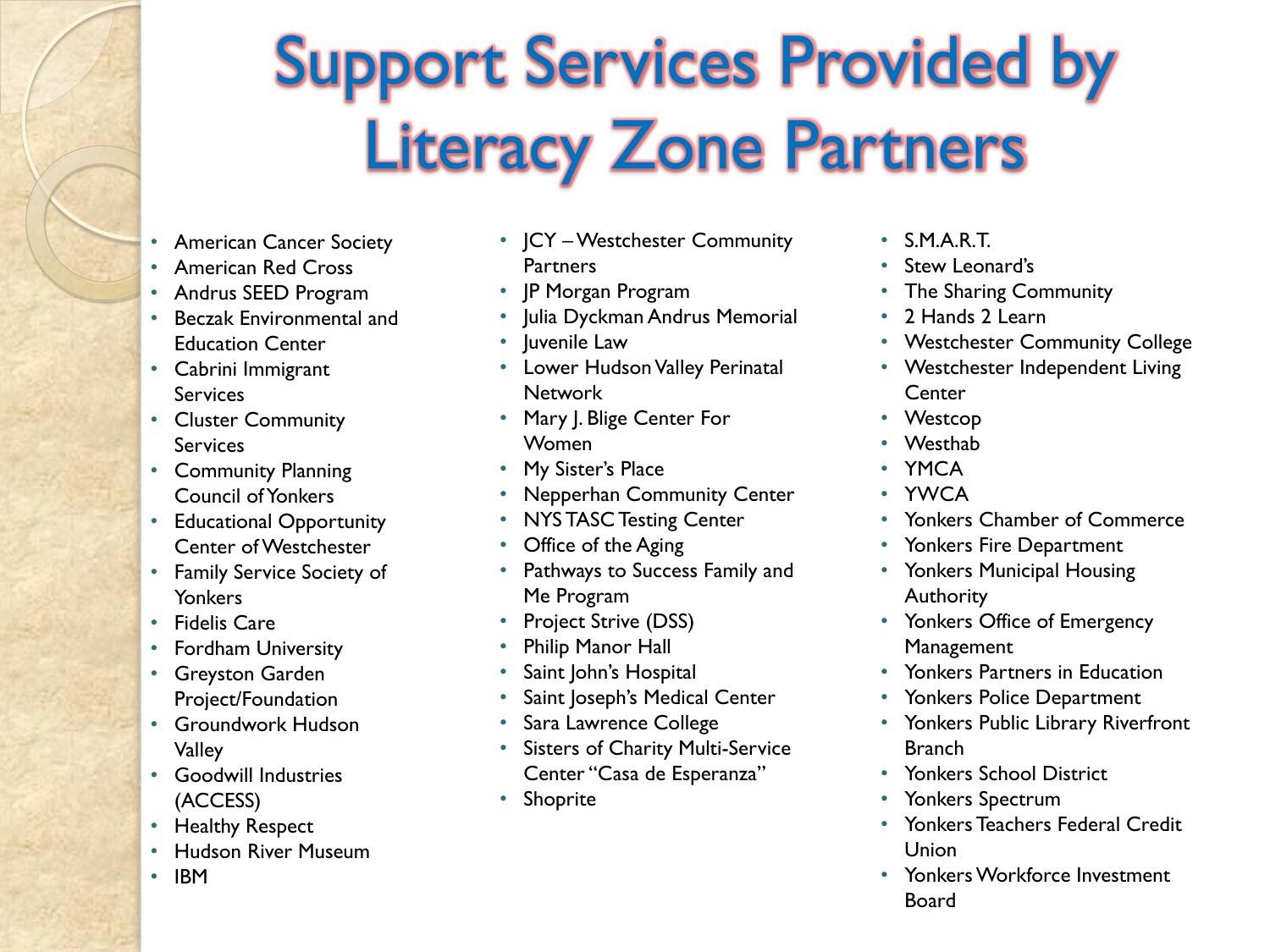# Support Services Provided by Literacy Zone Partners

- American Cancer Society
- American Red Cross
- Andrus SEED Program
- Beczak Environmental and Education Center
- Cabrini Immigrant Services
- Cluster Community Services
- Community Planning Council of Yonkers
- Educational Opportunity Center of Westchester
- Family Service Society of Yonkers
- Fidelis Care
- Fordham University
- Greyston Garden Project/Foundation
- Groundwork Hudson Valley
- Goodwill Industries (ACCESS)
- Healthy Respect
- Hudson River Museum
- IBM
- JCY – Westchester Community Partners
- JP Morgan Program
- Julia Dyckman Andrus Memorial
- Juvenile Law
- Lower Hudson Valley Perinatal Network
- Mary J. Blige Center For Women
- My Sister's Place
- Nepperhan Community Center
- NYS TASC Testing Center
- Office of the Aging
- Pathways to Success Family and Me Program
- Project Strive (DSS)
- Philip Manor Hall
- Saint John's Hospital
- Saint Joseph's Medical Center
- Sara Lawrence College
- Sisters of Charity Multi-Service Center "Casa de Esperanza"
- Shoprite
- S.M.A.R.T.
- Stew Leonard's
- The Sharing Community
- 2 Hands 2 Learn
- Westchester Community College
- Westchester Independent Living Center
- Westcop
- Westhab
- YMCA
- YWCA
- Yonkers Chamber of Commerce
- Yonkers Fire Department
- Yonkers Municipal Housing Authority
- Yonkers Office of Emergency Management
- Yonkers Partners in Education
- Yonkers Police Department
- Yonkers Public Library Riverfront Branch
- Yonkers School District
- Yonkers Spectrum
- Yonkers Teachers Federal Credit Union
- Yonkers Workforce Investment Board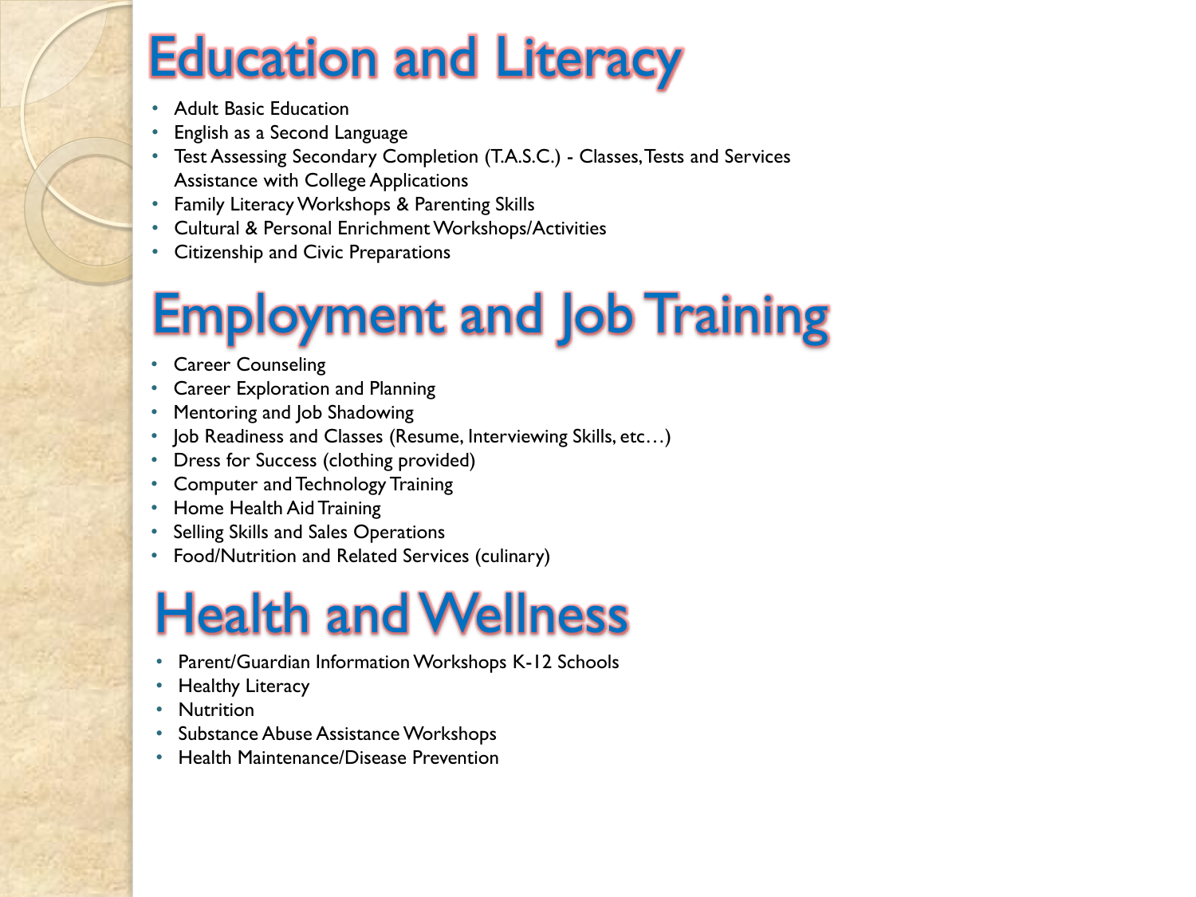# Education and Literacy

- Adult Basic Education
- English as a Second Language
- Test Assessing Secondary Completion (T.A.S.C.) - Classes, Tests and Services
  Assistance with College Applications
- Family Literacy Workshops & Parenting Skills
- Cultural & Personal Enrichment Workshops/Activities
- Citizenship and Civic Preparations

# Employment and Job Training

- Career Counseling
- Career Exploration and Planning
- Mentoring and Job Shadowing
- Job Readiness and Classes (Resume, Interviewing Skills, etc…)
- Dress for Success (clothing provided)
- Computer and Technology Training
- Home Health Aid Training
- Selling Skills and Sales Operations
- Food/Nutrition and Related Services (culinary)

# Health and Wellness

- Parent/Guardian Information Workshops K-12 Schools
- Healthy Literacy
- Nutrition
- Substance Abuse Assistance Workshops
- Health Maintenance/Disease Prevention